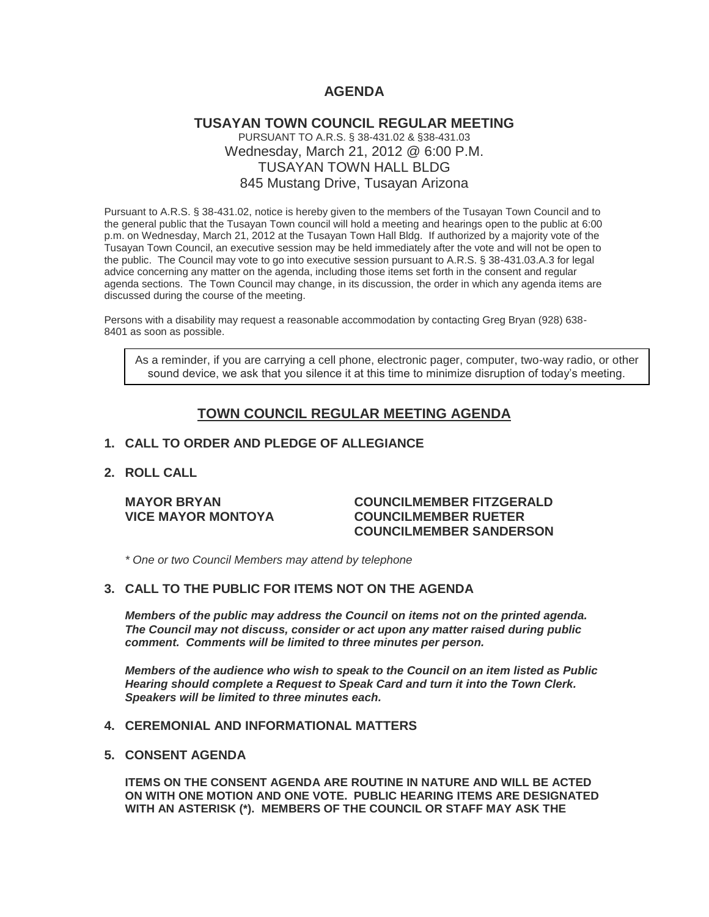# AGENDA

## TUSAYAN TOWN COUNCIL REGULAR MEETING

PURSUANT TO A.R.S. § 38-431.02 & §38-431.03
Wednesday, March 21, 2012 @ 6:00 P.M.
TUSAYAN TOWN HALL BLDG
845 Mustang Drive, Tusayan Arizona

Pursuant to A.R.S. § 38-431.02, notice is hereby given to the members of the Tusayan Town Council and to the general public that the Tusayan Town council will hold a meeting and hearings open to the public at 6:00 p.m. on Wednesday, March 21, 2012 at the Tusayan Town Hall Bldg. If authorized by a majority vote of the Tusayan Town Council, an executive session may be held immediately after the vote and will not be open to the public. The Council may vote to go into executive session pursuant to A.R.S. § 38-431.03.A.3 for legal advice concerning any matter on the agenda, including those items set forth in the consent and regular agenda sections. The Town Council may change, in its discussion, the order in which any agenda items are discussed during the course of the meeting.

Persons with a disability may request a reasonable accommodation by contacting Greg Bryan (928) 638-8401 as soon as possible.

As a reminder, if you are carrying a cell phone, electronic pager, computer, two-way radio, or other sound device, we ask that you silence it at this time to minimize disruption of today's meeting.

## TOWN COUNCIL REGULAR MEETING AGENDA

**1. CALL TO ORDER AND PLEDGE OF ALLEGIANCE**

**2. ROLL CALL**

**MAYOR BRYAN**
**VICE MAYOR MONTOYA**
**COUNCILMEMBER FITZGERALD**
**COUNCILMEMBER RUETER**
**COUNCILMEMBER SANDERSON**

*\* One or two Council Members may attend by telephone*

**3. CALL TO THE PUBLIC FOR ITEMS NOT ON THE AGENDA**

***Members of the public may address the Council on items not on the printed agenda. The Council may not discuss, consider or act upon any matter raised during public comment. Comments will be limited to three minutes per person.***

***Members of the audience who wish to speak to the Council on an item listed as Public Hearing should complete a Request to Speak Card and turn it into the Town Clerk. Speakers will be limited to three minutes each.***

**4. CEREMONIAL AND INFORMATIONAL MATTERS**

**5. CONSENT AGENDA**

**ITEMS ON THE CONSENT AGENDA ARE ROUTINE IN NATURE AND WILL BE ACTED ON WITH ONE MOTION AND ONE VOTE. PUBLIC HEARING ITEMS ARE DESIGNATED WITH AN ASTERISK (\*). MEMBERS OF THE COUNCIL OR STAFF MAY ASK THE**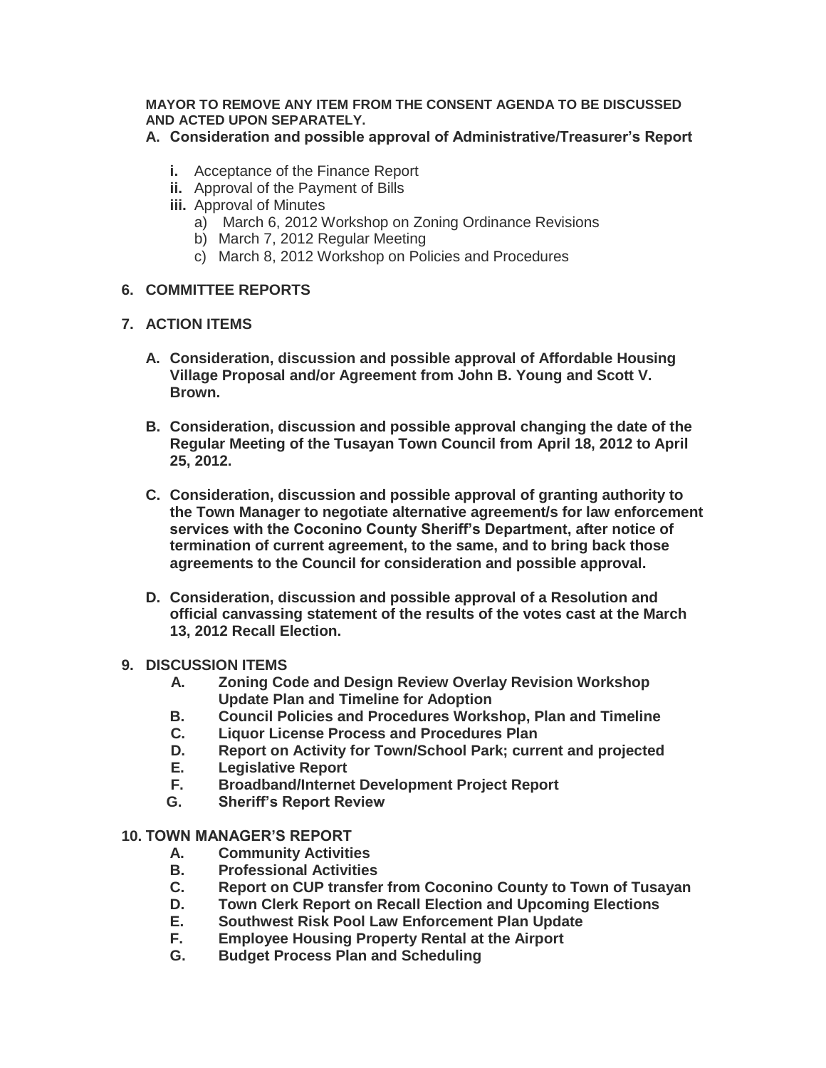**MAYOR TO REMOVE ANY ITEM FROM THE CONSENT AGENDA TO BE DISCUSSED AND ACTED UPON SEPARATELY.**

**A. Consideration and possible approval of Administrative/Treasurer's Report**

- **i.** Acceptance of the Finance Report
- **ii.** Approval of the Payment of Bills
- **iii.** Approval of Minutes
  - a) March 6, 2012 Workshop on Zoning Ordinance Revisions
  - b) March 7, 2012 Regular Meeting
  - c) March 8, 2012 Workshop on Policies and Procedures

## 6. COMMITTEE REPORTS

## 7. ACTION ITEMS

**A. Consideration, discussion and possible approval of Affordable Housing Village Proposal and/or Agreement from John B. Young and Scott V. Brown.**

**B. Consideration, discussion and possible approval changing the date of the Regular Meeting of the Tusayan Town Council from April 18, 2012 to April 25, 2012.**

**C. Consideration, discussion and possible approval of granting authority to the Town Manager to negotiate alternative agreement/s for law enforcement services with the Coconino County Sheriff's Department, after notice of termination of current agreement, to the same, and to bring back those agreements to the Council for consideration and possible approval.**

**D. Consideration, discussion and possible approval of a Resolution and official canvassing statement of the results of the votes cast at the March 13, 2012 Recall Election.**

## 9. DISCUSSION ITEMS

- **A. Zoning Code and Design Review Overlay Revision Workshop Update Plan and Timeline for Adoption**
- **B. Council Policies and Procedures Workshop, Plan and Timeline**
- **C. Liquor License Process and Procedures Plan**
- **D. Report on Activity for Town/School Park; current and projected**
- **E. Legislative Report**
- **F. Broadband/Internet Development Project Report**
- **G. Sheriff's Report Review**

## 10. TOWN MANAGER'S REPORT

- **A. Community Activities**
- **B. Professional Activities**
- **C. Report on CUP transfer from Coconino County to Town of Tusayan**
- **D. Town Clerk Report on Recall Election and Upcoming Elections**
- **E. Southwest Risk Pool Law Enforcement Plan Update**
- **F. Employee Housing Property Rental at the Airport**
- **G. Budget Process Plan and Scheduling**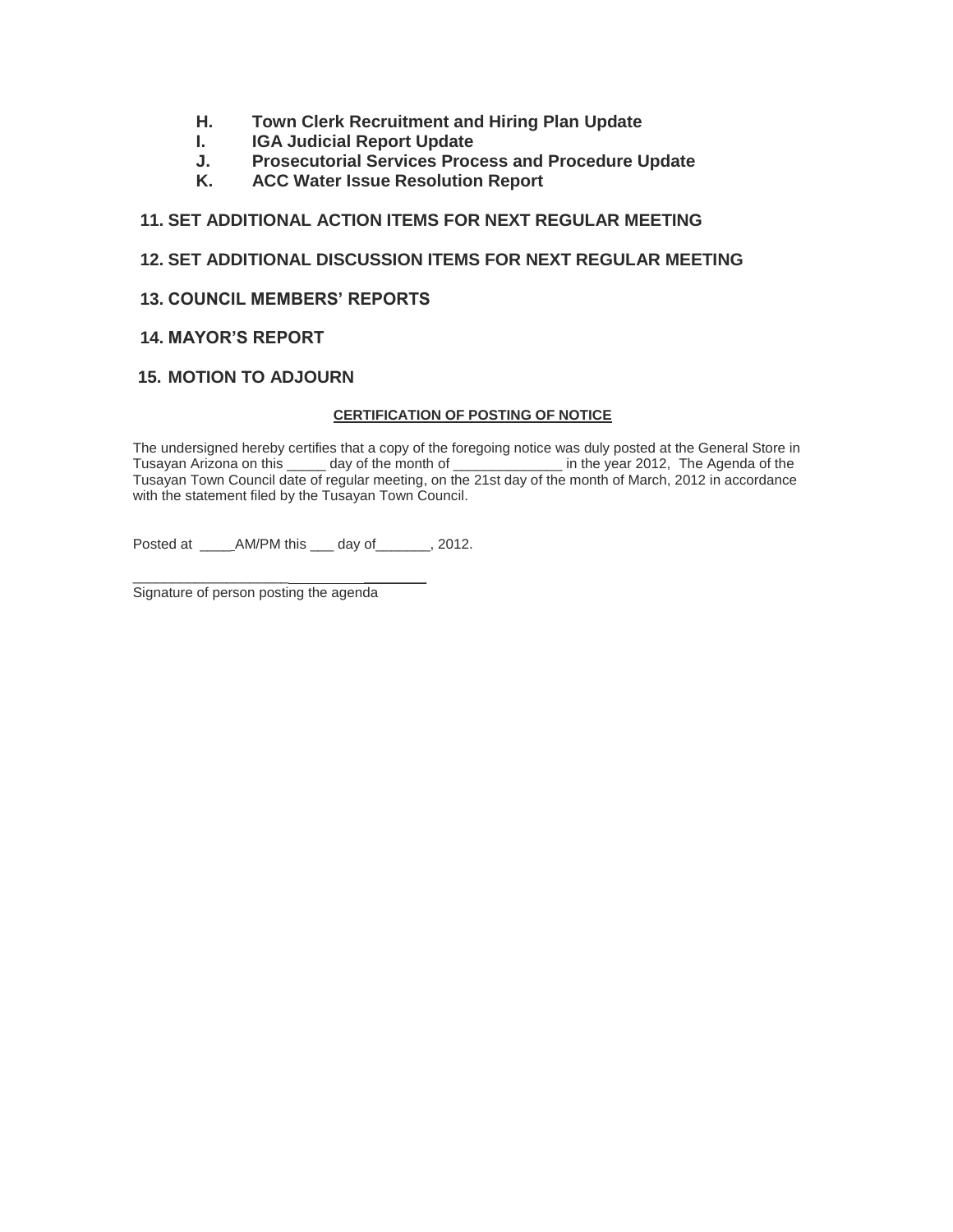- **H. Town Clerk Recruitment and Hiring Plan Update**
- **I. IGA Judicial Report Update**
- **J. Prosecutorial Services Process and Procedure Update**
- **K. ACC Water Issue Resolution Report**

**11. SET ADDITIONAL ACTION ITEMS FOR NEXT REGULAR MEETING**

**12. SET ADDITIONAL DISCUSSION ITEMS FOR NEXT REGULAR MEETING**

**13. COUNCIL MEMBERS' REPORTS**

**14. MAYOR'S REPORT**

**15. MOTION TO ADJOURN**

**CERTIFICATION OF POSTING OF NOTICE**

The undersigned hereby certifies that a copy of the foregoing notice was duly posted at the General Store in Tusayan Arizona on this _____ day of the month of ______________ in the year 2012, The Agenda of the Tusayan Town Council date of regular meeting, on the 21st day of the month of March, 2012 in accordance with the statement filed by the Tusayan Town Council.

Posted at _____AM/PM this ___ day of_______, 2012.

____________________________________
Signature of person posting the agenda